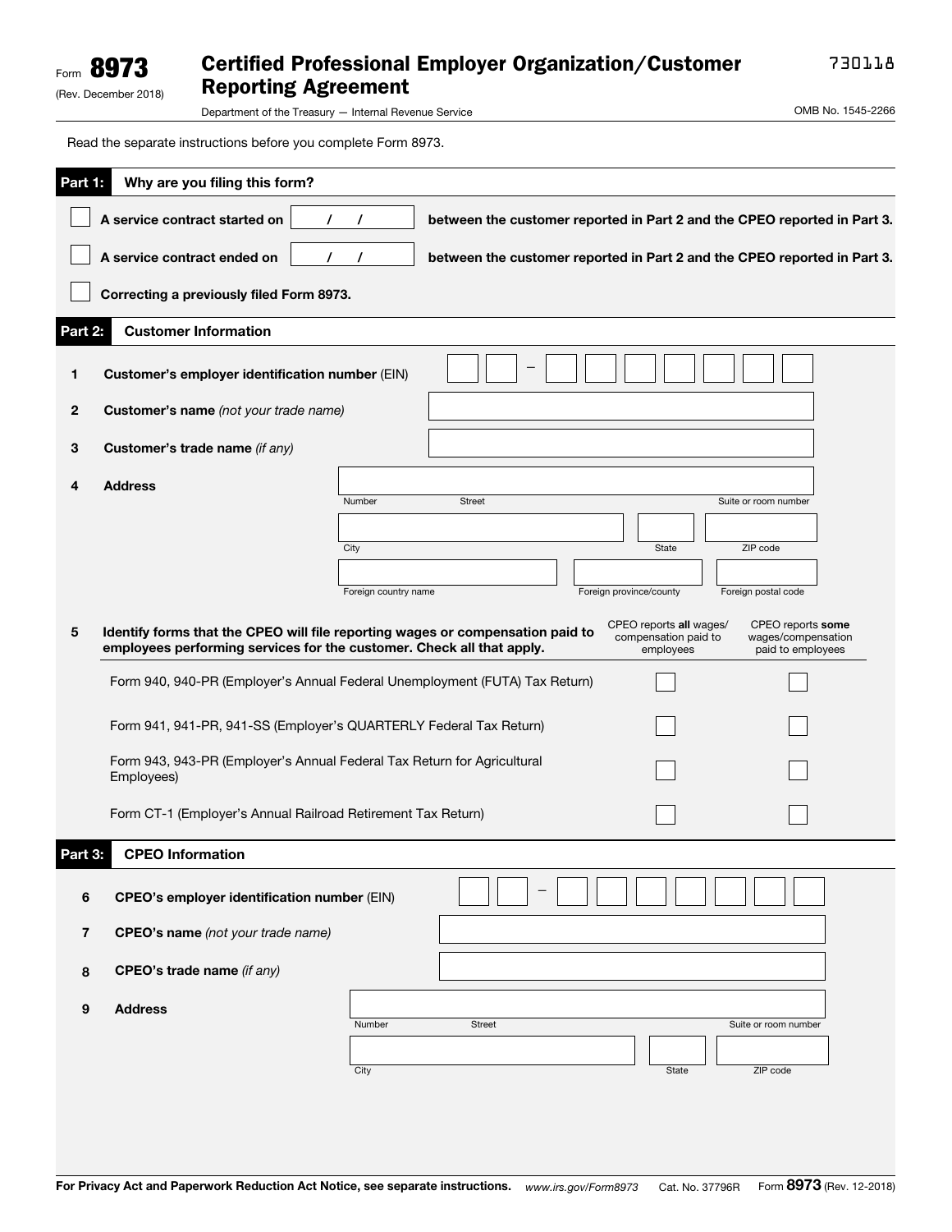Form **8973**
(Rev. December 2018)

# Certified Professional Employer Organization/Customer Reporting Agreement

Department of the Treasury — Internal Revenue Service

730118

OMB No. 1545-2266

Read the separate instructions before you complete Form 8973.

## Part 1: Why are you filing this form?

☐ **A service contract started on** / / **between the customer reported in Part 2 and the CPEO reported in Part 3.**

☐ **A service contract ended on** / / **between the customer reported in Part 2 and the CPEO reported in Part 3.**

☐ **Correcting a previously filed Form 8973.**

## Part 2: Customer Information

**1** **Customer's employer identification number** (EIN) __ __ – __ __ __ __ __ __ __

**2** **Customer's name** *(not your trade name)*

**3** **Customer's trade name** *(if any)*

**4** **Address**

Number | Street | Suite or room number

City | State | ZIP code

Foreign country name | Foreign province/county | Foreign postal code

**5** **Identify forms that the CPEO will file reporting wages or compensation paid to employees performing services for the customer. Check all that apply.**

| | CPEO reports **all** wages/ compensation paid to employees | CPEO reports **some** wages/compensation paid to employees |
|---|---|---|
| Form 940, 940-PR (Employer's Annual Federal Unemployment (FUTA) Tax Return) | ☐ | ☐ |
| Form 941, 941-PR, 941-SS (Employer's QUARTERLY Federal Tax Return) | ☐ | ☐ |
| Form 943, 943-PR (Employer's Annual Federal Tax Return for Agricultural Employees) | ☐ | ☐ |
| Form CT-1 (Employer's Annual Railroad Retirement Tax Return) | ☐ | ☐ |

## Part 3: CPEO Information

**6** **CPEO's employer identification number** (EIN) __ __ – __ __ __ __ __ __ __

**7** **CPEO's name** *(not your trade name)*

**8** **CPEO's trade name** *(if any)*

**9** **Address**

Number | Street | Suite or room number

City | State | ZIP code

**For Privacy Act and Paperwork Reduction Act Notice, see separate instructions.** www.irs.gov/Form8973 Cat. No. 37796R Form **8973** (Rev. 12-2018)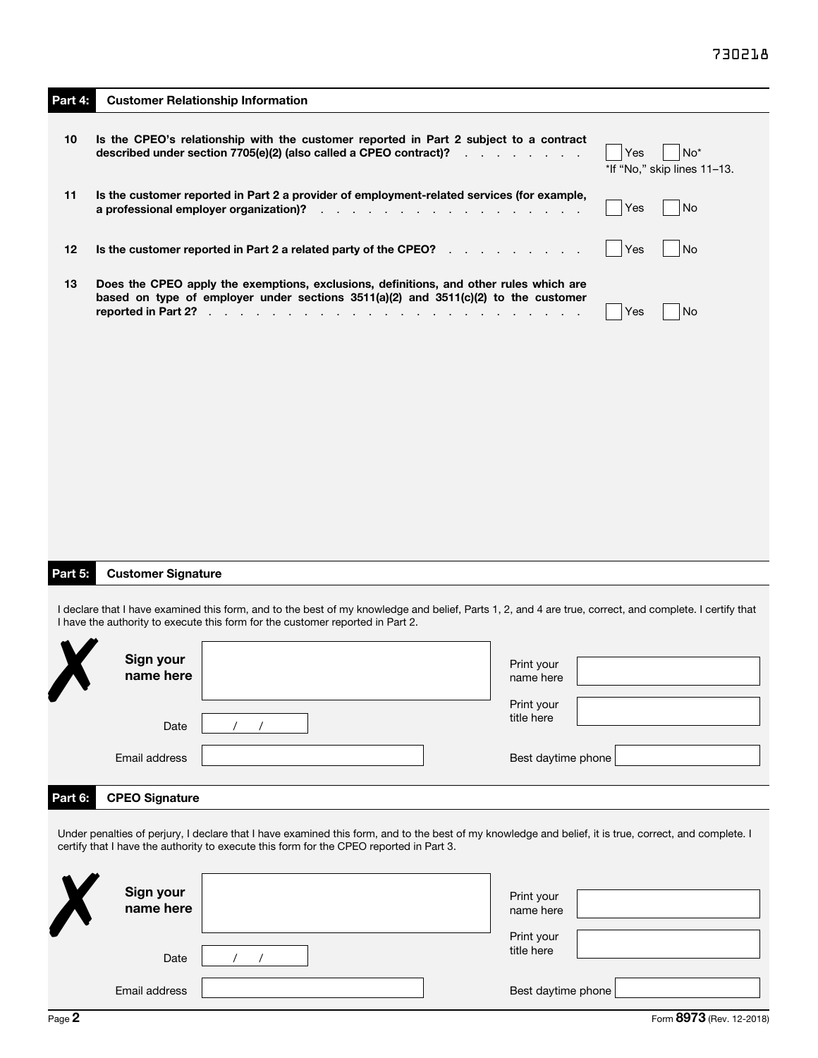730218

## Part 4: Customer Relationship Information

**10** **Is the CPEO's relationship with the customer reported in Part 2 subject to a contract described under section 7705(e)(2) (also called a CPEO contract)?** ☐ Yes ☐ No*

*If "No," skip lines 11–13.

**11** **Is the customer reported in Part 2 a provider of employment-related services (for example, a professional employer organization)?** ☐ Yes ☐ No

**12** **Is the customer reported in Part 2 a related party of the CPEO?** ☐ Yes ☐ No

**13** **Does the CPEO apply the exemptions, exclusions, definitions, and other rules which are based on type of employer under sections 3511(a)(2) and 3511(c)(2) to the customer reported in Part 2?** ☐ Yes ☐ No

## Part 5: Customer Signature

I declare that I have examined this form, and to the best of my knowledge and belief, Parts 1, 2, and 4 are true, correct, and complete. I certify that I have the authority to execute this form for the customer reported in Part 2.

**Sign your name here** ____________________

Print your name here ____________________

Print your title here ____________________

Date  /  /

Email address ____________________

Best daytime phone ____________________

## Part 6: CPEO Signature

Under penalties of perjury, I declare that I have examined this form, and to the best of my knowledge and belief, it is true, correct, and complete. I certify that I have the authority to execute this form for the CPEO reported in Part 3.

**Sign your name here** ____________________

Print your name here ____________________

Print your title here ____________________

Date  /  /

Email address ____________________

Best daytime phone ____________________

Form **8973** (Rev. 12-2018)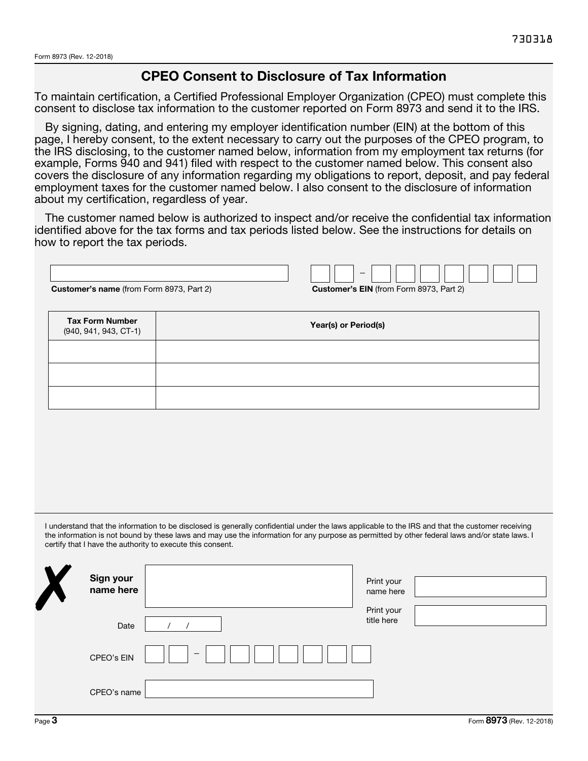730318

Form 8973 (Rev. 12-2018)

# CPEO Consent to Disclosure of Tax Information

To maintain certification, a Certified Professional Employer Organization (CPEO) must complete this consent to disclose tax information to the customer reported on Form 8973 and send it to the IRS.

By signing, dating, and entering my employer identification number (EIN) at the bottom of this page, I hereby consent, to the extent necessary to carry out the purposes of the CPEO program, to the IRS disclosing, to the customer named below, information from my employment tax returns (for example, Forms 940 and 941) filed with respect to the customer named below. This consent also covers the disclosure of any information regarding my obligations to report, deposit, and pay federal employment taxes for the customer named below. I also consent to the disclosure of information about my certification, regardless of year.

The customer named below is authorized to inspect and/or receive the confidential tax information identified above for the tax forms and tax periods listed below. See the instructions for details on how to report the tax periods.

**Customer's name** (from Form 8973, Part 2) ______________________

**Customer's EIN** (from Form 8973, Part 2) __ __ – __ __ __ __ __ __ __

| Tax Form Number (940, 941, 943, CT-1) | Year(s) or Period(s) |
|---|---|
| | |
| | |
| | |

I understand that the information to be disclosed is generally confidential under the laws applicable to the IRS and that the customer receiving the information is not bound by these laws and may use the information for any purpose as permitted by other federal laws and/or state laws. I certify that I have the authority to execute this consent.

**Sign your name here** ______________________

Print your name here ______________________

Print your title here ______________________

Date / /

CPEO's EIN __ __ – __ __ __ __ __ __ __

CPEO's name ______________________

Form **8973** (Rev. 12-2018)